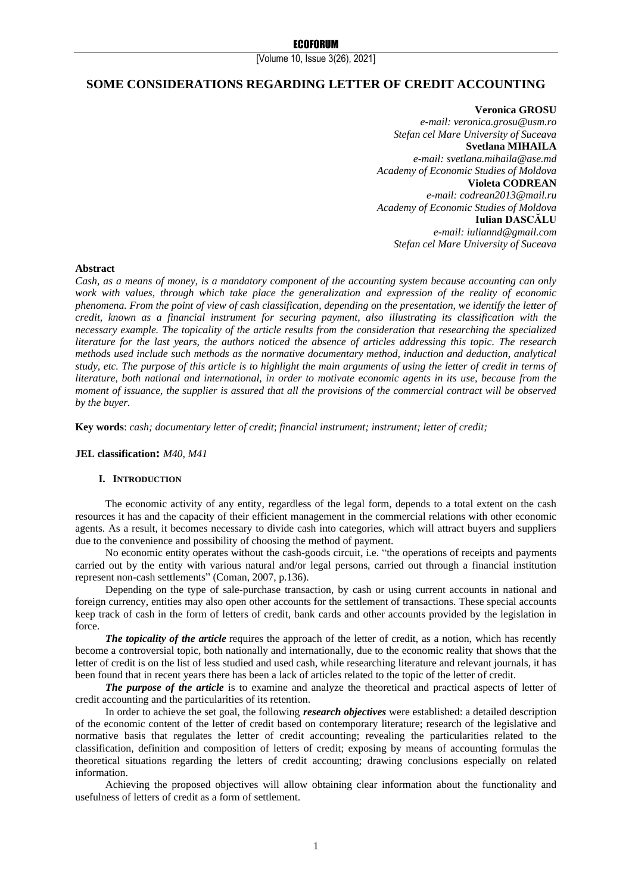# SOME CONSIDERATIONS REGARDING LETTER OF CREDIT ACCOUNTING

**Veronica GROSU**
*e-mail: veronica.grosu@usm.ro*
*Stefan cel Mare University of Suceava*
**Svetlana MIHAILA**
*e-mail: svetlana.mihaila@ase.md*
*Academy of Economic Studies of Moldova*
**Violeta CODREAN**
*e-mail: codrean2013@mail.ru*
*Academy of Economic Studies of Moldova*
**Iulian DASCĂLU**
*e-mail: iuliannd@gmail.com*
*Stefan cel Mare University of Suceava*

**Abstract**

*Cash, as a means of money, is a mandatory component of the accounting system because accounting can only work with values, through which take place the generalization and expression of the reality of economic phenomena. From the point of view of cash classification, depending on the presentation, we identify the letter of credit, known as a financial instrument for securing payment, also illustrating its classification with the necessary example. The topicality of the article results from the consideration that researching the specialized literature for the last years, the authors noticed the absence of articles addressing this topic. The research methods used include such methods as the normative documentary method, induction and deduction, analytical study, etc. The purpose of this article is to highlight the main arguments of using the letter of credit in terms of literature, both national and international, in order to motivate economic agents in its use, because from the moment of issuance, the supplier is assured that all the provisions of the commercial contract will be observed by the buyer.*

**Key words**: *cash; documentary letter of credit*; *financial instrument; instrument; letter of credit;*

**JEL classification:** *M40, M41*

## I. INTRODUCTION

The economic activity of any entity, regardless of the legal form, depends to a total extent on the cash resources it has and the capacity of their efficient management in the commercial relations with other economic agents. As a result, it becomes necessary to divide cash into categories, which will attract buyers and suppliers due to the convenience and possibility of choosing the method of payment.

No economic entity operates without the cash-goods circuit, i.e. "the operations of receipts and payments carried out by the entity with various natural and/or legal persons, carried out through a financial institution represent non-cash settlements" (Coman, 2007, p.136).

Depending on the type of sale-purchase transaction, by cash or using current accounts in national and foreign currency, entities may also open other accounts for the settlement of transactions. These special accounts keep track of cash in the form of letters of credit, bank cards and other accounts provided by the legislation in force.

***The topicality of the article*** requires the approach of the letter of credit, as a notion, which has recently become a controversial topic, both nationally and internationally, due to the economic reality that shows that the letter of credit is on the list of less studied and used cash, while researching literature and relevant journals, it has been found that in recent years there has been a lack of articles related to the topic of the letter of credit.

***The purpose of the article*** is to examine and analyze the theoretical and practical aspects of letter of credit accounting and the particularities of its retention.

In order to achieve the set goal, the following ***research objectives*** were established: a detailed description of the economic content of the letter of credit based on contemporary literature; research of the legislative and normative basis that regulates the letter of credit accounting; revealing the particularities related to the classification, definition and composition of letters of credit; exposing by means of accounting formulas the theoretical situations regarding the letters of credit accounting; drawing conclusions especially on related information.

Achieving the proposed objectives will allow obtaining clear information about the functionality and usefulness of letters of credit as a form of settlement.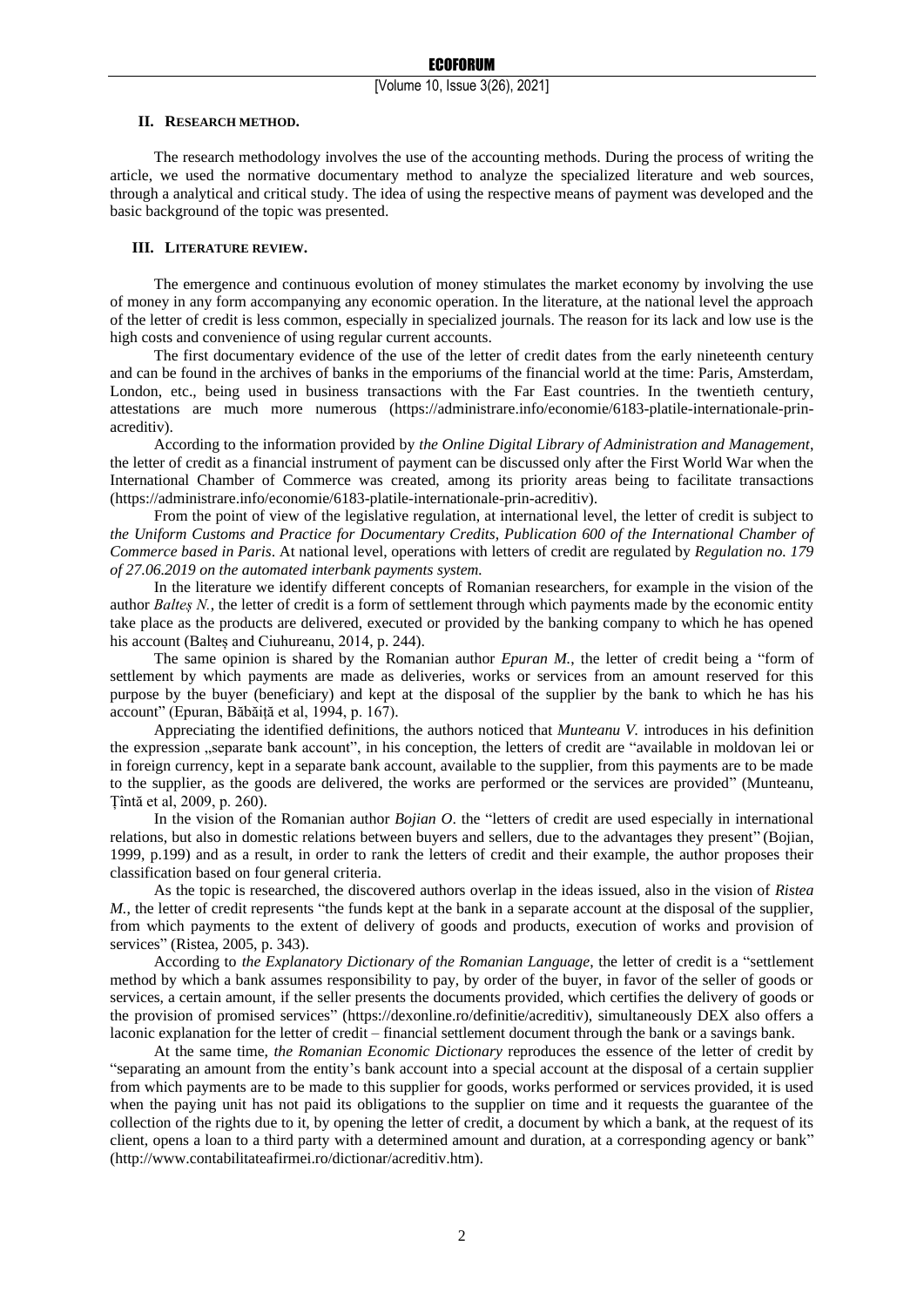## II. Research method.

The research methodology involves the use of the accounting methods. During the process of writing the article, we used the normative documentary method to analyze the specialized literature and web sources, through a analytical and critical study. The idea of using the respective means of payment was developed and the basic background of the topic was presented.

## III. Literature review.

The emergence and continuous evolution of money stimulates the market economy by involving the use of money in any form accompanying any economic operation. In the literature, at the national level the approach of the letter of credit is less common, especially in specialized journals. The reason for its lack and low use is the high costs and convenience of using regular current accounts.

The first documentary evidence of the use of the letter of credit dates from the early nineteenth century and can be found in the archives of banks in the emporiums of the financial world at the time: Paris, Amsterdam, London, etc., being used in business transactions with the Far East countries. In the twentieth century, attestations are much more numerous (https://administrare.info/economie/6183-platile-internationale-prin-acreditiv).

According to the information provided by *the Online Digital Library of Administration and Management*, the letter of credit as a financial instrument of payment can be discussed only after the First World War when the International Chamber of Commerce was created, among its priority areas being to facilitate transactions (https://administrare.info/economie/6183-platile-internationale-prin-acreditiv).

From the point of view of the legislative regulation, at international level, the letter of credit is subject to *the Uniform Customs and Practice for Documentary Credits, Publication 600 of the International Chamber of Commerce based in Paris*. At national level, operations with letters of credit are regulated by *Regulation no. 179 of 27.06.2019 on the automated interbank payments system.*

In the literature we identify different concepts of Romanian researchers, for example in the vision of the author *Balteș N.*, the letter of credit is a form of settlement through which payments made by the economic entity take place as the products are delivered, executed or provided by the banking company to which he has opened his account (Balteș and Ciuhureanu, 2014, p. 244).

The same opinion is shared by the Romanian author *Epuran M.*, the letter of credit being a "form of settlement by which payments are made as deliveries, works or services from an amount reserved for this purpose by the buyer (beneficiary) and kept at the disposal of the supplier by the bank to which he has his account" (Epuran, Băbăiță et al, 1994, p. 167).

Appreciating the identified definitions, the authors noticed that *Munteanu V.* introduces in his definition the expression „separate bank account", in his conception, the letters of credit are "available in moldovan lei or in foreign currency, kept in a separate bank account, available to the supplier, from this payments are to be made to the supplier, as the goods are delivered, the works are performed or the services are provided" (Munteanu, Țîntă et al, 2009, p. 260).

In the vision of the Romanian author *Bojian O*. the "letters of credit are used especially in international relations, but also in domestic relations between buyers and sellers, due to the advantages they present" (Bojian, 1999, p.199) and as a result, in order to rank the letters of credit and their example, the author proposes their classification based on four general criteria.

As the topic is researched, the discovered authors overlap in the ideas issued, also in the vision of *Ristea M.*, the letter of credit represents "the funds kept at the bank in a separate account at the disposal of the supplier, from which payments to the extent of delivery of goods and products, execution of works and provision of services" (Ristea, 2005, p. 343).

According to *the Explanatory Dictionary of the Romanian Language*, the letter of credit is a "settlement method by which a bank assumes responsibility to pay, by order of the buyer, in favor of the seller of goods or services, a certain amount, if the seller presents the documents provided, which certifies the delivery of goods or the provision of promised services" (https://dexonline.ro/definitie/acreditiv), simultaneously DEX also offers a laconic explanation for the letter of credit – financial settlement document through the bank or a savings bank.

At the same time, *the Romanian Economic Dictionary* reproduces the essence of the letter of credit by "separating an amount from the entity's bank account into a special account at the disposal of a certain supplier from which payments are to be made to this supplier for goods, works performed or services provided, it is used when the paying unit has not paid its obligations to the supplier on time and it requests the guarantee of the collection of the rights due to it, by opening the letter of credit, a document by which a bank, at the request of its client, opens a loan to a third party with a determined amount and duration, at a corresponding agency or bank" (http://www.contabilitateafirmei.ro/dictionar/acreditiv.htm).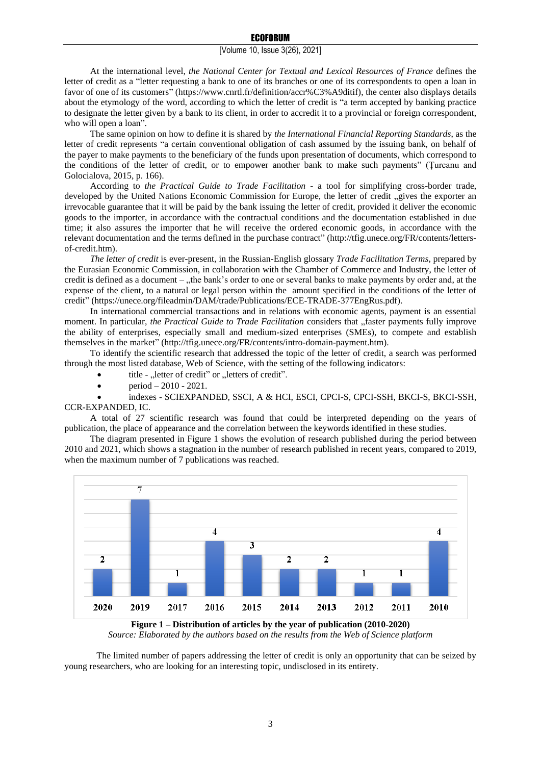At the international level, *the National Center for Textual and Lexical Resources of France* defines the letter of credit as a "letter requesting a bank to one of its branches or one of its correspondents to open a loan in favor of one of its customers" (https://www.cnrtl.fr/definition/accr%C3%A9ditif), the center also displays details about the etymology of the word, according to which the letter of credit is "a term accepted by banking practice to designate the letter given by a bank to its client, in order to accredit it to a provincial or foreign correspondent, who will open a loan".

The same opinion on how to define it is shared by *the International Financial Reporting Standards*, as the letter of credit represents "a certain conventional obligation of cash assumed by the issuing bank, on behalf of the payer to make payments to the beneficiary of the funds upon presentation of documents, which correspond to the conditions of the letter of credit, or to empower another bank to make such payments" (Țurcanu and Golocialova, 2015, p. 166).

According to *the Practical Guide to Trade Facilitation* - a tool for simplifying cross-border trade, developed by the United Nations Economic Commission for Europe, the letter of credit „gives the exporter an irrevocable guarantee that it will be paid by the bank issuing the letter of credit, provided it deliver the economic goods to the importer, in accordance with the contractual conditions and the documentation established in due time; it also assures the importer that he will receive the ordered economic goods, in accordance with the relevant documentation and the terms defined in the purchase contract" (http://tfig.unece.org/FR/contents/letters-of-credit.htm).

*The letter of credit* is ever-present, in the Russian-English glossary *Trade Facilitation Terms*, prepared by the Eurasian Economic Commission, in collaboration with the Chamber of Commerce and Industry, the letter of credit is defined as a document – „the bank's order to one or several banks to make payments by order and, at the expense of the client, to a natural or legal person within the amount specified in the conditions of the letter of credit" (https://unece.org/fileadmin/DAM/trade/Publications/ECE-TRADE-377EngRus.pdf).

In international commercial transactions and in relations with economic agents, payment is an essential moment. In particular, *the Practical Guide to Trade Facilitation* considers that „faster payments fully improve the ability of enterprises, especially small and medium-sized enterprises (SMEs), to compete and establish themselves in the market" (http://tfig.unece.org/FR/contents/intro-domain-payment.htm).

To identify the scientific research that addressed the topic of the letter of credit, a search was performed through the most listed database, Web of Science, with the setting of the following indicators:

- title - „letter of credit" or „letters of credit".
- period – 2010 - 2021.
- indexes - SCIEXPANDED, SSCI, A & HCI, ESCI, CPCI-S, CPCI-SSH, BKCI-S, BKCI-SSH, CCR-EXPANDED, IC.

A total of 27 scientific research was found that could be interpreted depending on the years of publication, the place of appearance and the correlation between the keywords identified in these studies.

The diagram presented in Figure 1 shows the evolution of research published during the period between 2010 and 2021, which shows a stagnation in the number of research published in recent years, compared to 2019, when the maximum number of 7 publications was reached.

| 2020 | 2019 | 2017 | 2016 | 2015 | 2014 | 2013 | 2012 | 2011 | 2010 |
|---|---|---|---|---|---|---|---|---|---|
| 2 | 7 | 1 | 4 | 3 | 2 | 2 | 1 | 1 | 4 |

**Figure 1 – Distribution of articles by the year of publication (2010-2020)**

*Source: Elaborated by the authors based on the results from the Web of Science platform*

The limited number of papers addressing the letter of credit is only an opportunity that can be seized by young researchers, who are looking for an interesting topic, undisclosed in its entirety.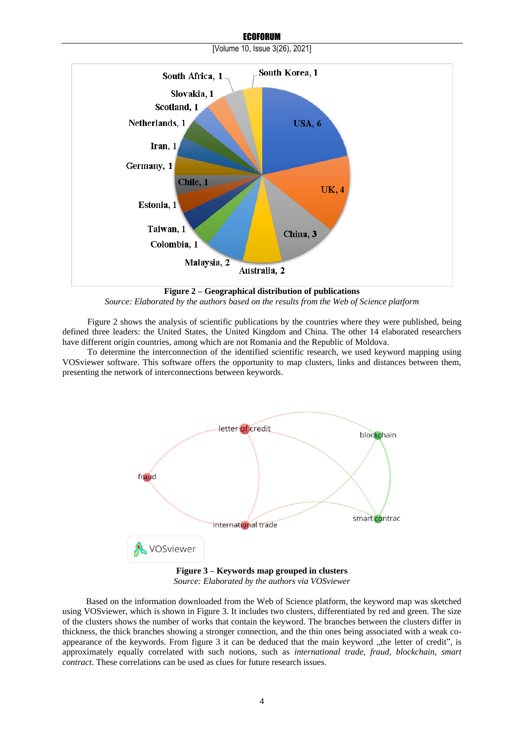**Figure 2 – Geographical distribution of publications**

*Source: Elaborated by the authors based on the results from the Web of Science platform*

Figure 2 shows the analysis of scientific publications by the countries where they were published, being defined three leaders: the United States, the United Kingdom and China. The other 14 elaborated researchers have different origin countries, among which are not Romania and the Republic of Moldova.

To determine the interconnection of the identified scientific research, we used keyword mapping using VOSviewer software. This software offers the opportunity to map clusters, links and distances between them, presenting the network of interconnections between keywords.

**Figure 3 – Keywords map grouped in clusters**

*Source: Elaborated by the authors via VOSviewer*

Based on the information downloaded from the Web of Science platform, the keyword map was sketched using VOSviewer, which is shown in Figure 3. It includes two clusters, differentiated by red and green. The size of the clusters shows the number of works that contain the keyword. The branches between the clusters differ in thickness, the thick branches showing a stronger connection, and the thin ones being associated with a weak co-appearance of the keywords. From figure 3 it can be deduced that the main keyword „the letter of credit", is approximately equally correlated with such notions, such as *international trade, fraud, blockchain, smart contract*. These correlations can be used as clues for future research issues.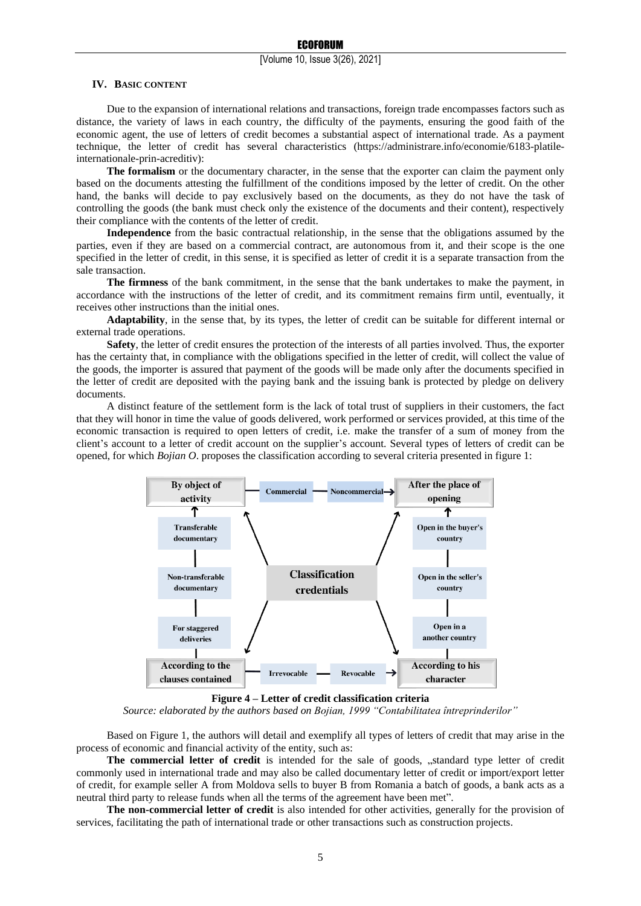### IV. Basic Content

Due to the expansion of international relations and transactions, foreign trade encompasses factors such as distance, the variety of laws in each country, the difficulty of the payments, ensuring the good faith of the economic agent, the use of letters of credit becomes a substantial aspect of international trade. As a payment technique, the letter of credit has several characteristics (https://administrare.info/economie/6183-platile-internationale-prin-acreditiv):

**The formalism** or the documentary character, in the sense that the exporter can claim the payment only based on the documents attesting the fulfillment of the conditions imposed by the letter of credit. On the other hand, the banks will decide to pay exclusively based on the documents, as they do not have the task of controlling the goods (the bank must check only the existence of the documents and their content), respectively their compliance with the contents of the letter of credit.

**Independence** from the basic contractual relationship, in the sense that the obligations assumed by the parties, even if they are based on a commercial contract, are autonomous from it, and their scope is the one specified in the letter of credit, in this sense, it is specified as letter of credit it is a separate transaction from the sale transaction.

**The firmness** of the bank commitment, in the sense that the bank undertakes to make the payment, in accordance with the instructions of the letter of credit, and its commitment remains firm until, eventually, it receives other instructions than the initial ones.

**Adaptability**, in the sense that, by its types, the letter of credit can be suitable for different internal or external trade operations.

**Safety**, the letter of credit ensures the protection of the interests of all parties involved. Thus, the exporter has the certainty that, in compliance with the obligations specified in the letter of credit, will collect the value of the goods, the importer is assured that payment of the goods will be made only after the documents specified in the letter of credit are deposited with the paying bank and the issuing bank is protected by pledge on delivery documents.

A distinct feature of the settlement form is the lack of total trust of suppliers in their customers, the fact that they will honor in time the value of goods delivered, work performed or services provided, at this time of the economic transaction is required to open letters of credit, i.e. make the transfer of a sum of money from the client's account to a letter of credit account on the supplier's account. Several types of letters of credit can be opened, for which *Bojian O*. proposes the classification according to several criteria presented in figure 1:

Classification credentials

- By object of activity: Commercial; Noncommercial
- After the place of opening: Open in the buyer's country; Open in the seller's country; Open in a another country
- According to his character: Irrevocable; Revocable
- According to the clauses contained: Transferable documentary; Non-transferable documentary; For staggered deliveries

**Figure 4 – Letter of credit classification criteria**

*Source: elaborated by the authors based on Bojian, 1999 "Contabilitatea întreprinderilor"*

Based on Figure 1, the authors will detail and exemplify all types of letters of credit that may arise in the process of economic and financial activity of the entity, such as:

**The commercial letter of credit** is intended for the sale of goods, „standard type letter of credit commonly used in international trade and may also be called documentary letter of credit or import/export letter of credit, for example seller A from Moldova sells to buyer B from Romania a batch of goods, a bank acts as a neutral third party to release funds when all the terms of the agreement have been met".

**The non-commercial letter of credit** is also intended for other activities, generally for the provision of services, facilitating the path of international trade or other transactions such as construction projects.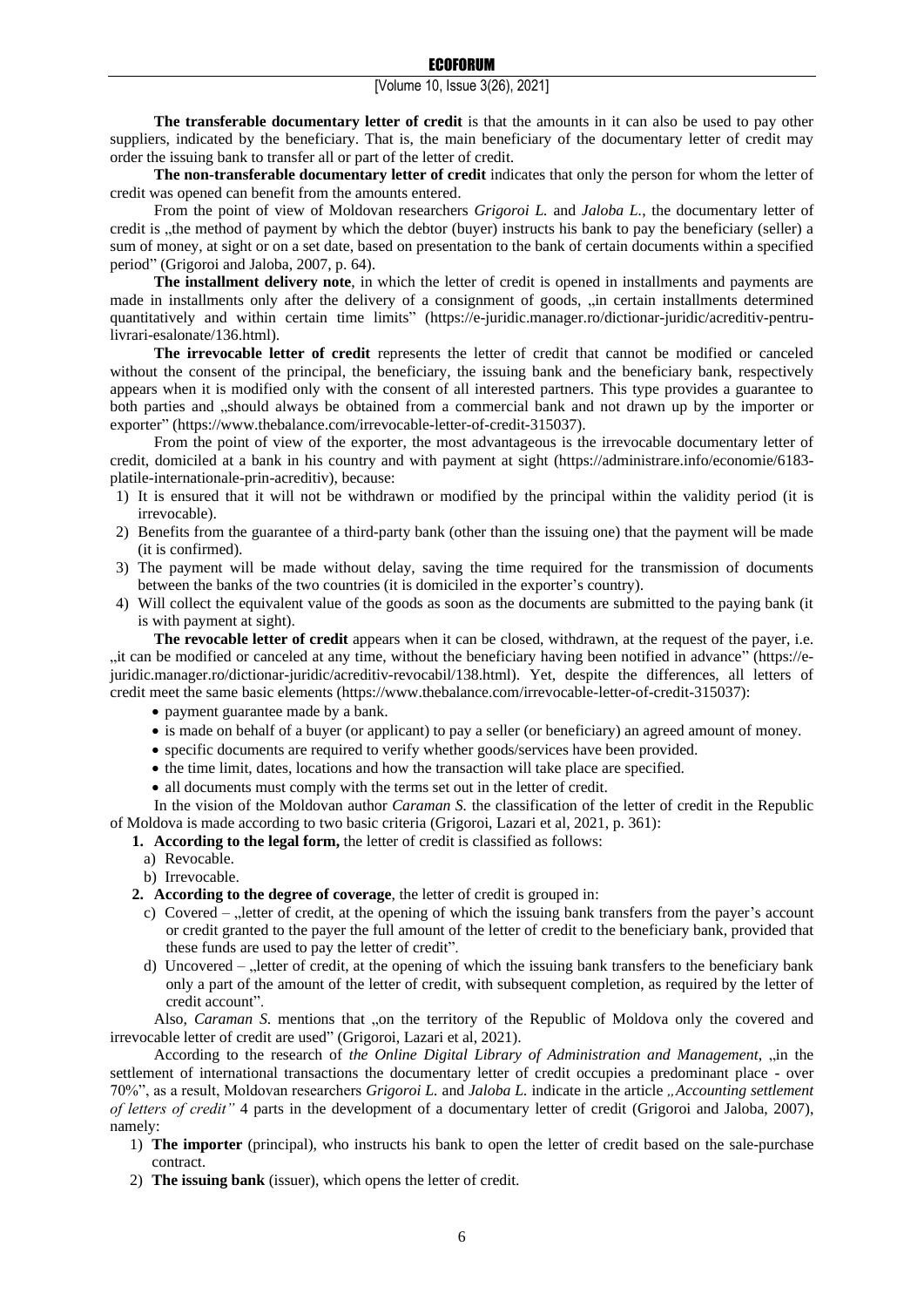**The transferable documentary letter of credit** is that the amounts in it can also be used to pay other suppliers, indicated by the beneficiary. That is, the main beneficiary of the documentary letter of credit may order the issuing bank to transfer all or part of the letter of credit.

**The non-transferable documentary letter of credit** indicates that only the person for whom the letter of credit was opened can benefit from the amounts entered.

From the point of view of Moldovan researchers *Grigoroi L.* and *Jaloba L.*, the documentary letter of credit is „the method of payment by which the debtor (buyer) instructs his bank to pay the beneficiary (seller) a sum of money, at sight or on a set date, based on presentation to the bank of certain documents within a specified period" (Grigoroi and Jaloba, 2007, p. 64).

**The installment delivery note**, in which the letter of credit is opened in installments and payments are made in installments only after the delivery of a consignment of goods, „in certain installments determined quantitatively and within certain time limits" (https://e-juridic.manager.ro/dictionar-juridic/acreditiv-pentru-livrari-esalonate/136.html).

**The irrevocable letter of credit** represents the letter of credit that cannot be modified or canceled without the consent of the principal, the beneficiary, the issuing bank and the beneficiary bank, respectively appears when it is modified only with the consent of all interested partners. This type provides a guarantee to both parties and „should always be obtained from a commercial bank and not drawn up by the importer or exporter" (https://www.thebalance.com/irrevocable-letter-of-credit-315037).

From the point of view of the exporter, the most advantageous is the irrevocable documentary letter of credit, domiciled at a bank in his country and with payment at sight (https://administrare.info/economie/6183-platile-internationale-prin-acreditiv), because:

1) It is ensured that it will not be withdrawn or modified by the principal within the validity period (it is irrevocable).
2) Benefits from the guarantee of a third-party bank (other than the issuing one) that the payment will be made (it is confirmed).
3) The payment will be made without delay, saving the time required for the transmission of documents between the banks of the two countries (it is domiciled in the exporter's country).
4) Will collect the equivalent value of the goods as soon as the documents are submitted to the paying bank (it is with payment at sight).

**The revocable letter of credit** appears when it can be closed, withdrawn, at the request of the payer, i.e. „it can be modified or canceled at any time, without the beneficiary having been notified in advance" (https://e-juridic.manager.ro/dictionar-juridic/acreditiv-revocabil/138.html). Yet, despite the differences, all letters of credit meet the same basic elements (https://www.thebalance.com/irrevocable-letter-of-credit-315037):

- payment guarantee made by a bank.
- is made on behalf of a buyer (or applicant) to pay a seller (or beneficiary) an agreed amount of money.
- specific documents are required to verify whether goods/services have been provided.
- the time limit, dates, locations and how the transaction will take place are specified.
- all documents must comply with the terms set out in the letter of credit.

In the vision of the Moldovan author *Caraman S.* the classification of the letter of credit in the Republic of Moldova is made according to two basic criteria (Grigoroi, Lazari et al, 2021, p. 361):

1. **According to the legal form,** the letter of credit is classified as follows:
   a) Revocable.
   b) Irrevocable.
2. **According to the degree of coverage**, the letter of credit is grouped in:
   c) Covered – „letter of credit, at the opening of which the issuing bank transfers from the payer's account or credit granted to the payer the full amount of the letter of credit to the beneficiary bank, provided that these funds are used to pay the letter of credit".
   d) Uncovered – „letter of credit, at the opening of which the issuing bank transfers to the beneficiary bank only a part of the amount of the letter of credit, with subsequent completion, as required by the letter of credit account".

Also, *Caraman S.* mentions that „on the territory of the Republic of Moldova only the covered and irrevocable letter of credit are used" (Grigoroi, Lazari et al, 2021).

According to the research of *the Online Digital Library of Administration and Management*, „in the settlement of international transactions the documentary letter of credit occupies a predominant place - over 70%", as a result, Moldovan researchers *Grigoroi L.* and *Jaloba L.* indicate in the article *„Accounting settlement of letters of credit"* 4 parts in the development of a documentary letter of credit (Grigoroi and Jaloba, 2007), namely:

1) **The importer** (principal), who instructs his bank to open the letter of credit based on the sale-purchase contract.
2) **The issuing bank** (issuer), which opens the letter of credit.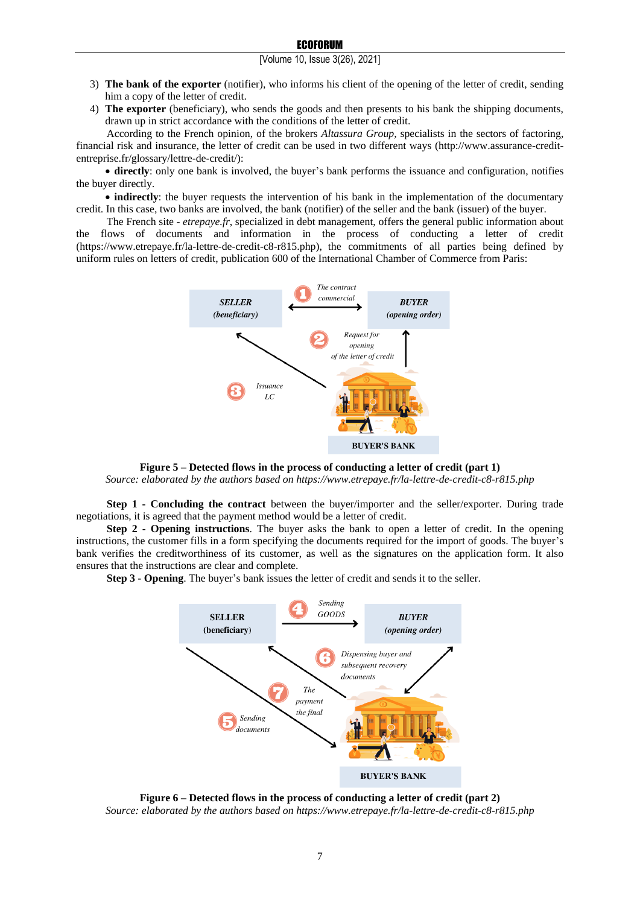3) **The bank of the exporter** (notifier), who informs his client of the opening of the letter of credit, sending him a copy of the letter of credit.
4) **The exporter** (beneficiary), who sends the goods and then presents to his bank the shipping documents, drawn up in strict accordance with the conditions of the letter of credit.

According to the French opinion, of the brokers *Altassura Group*, specialists in the sectors of factoring, financial risk and insurance, the letter of credit can be used in two different ways (http://www.assurance-credit-entreprise.fr/glossary/lettre-de-credit/):

• **directly**: only one bank is involved, the buyer's bank performs the issuance and configuration, notifies the buyer directly.

• **indirectly**: the buyer requests the intervention of his bank in the implementation of the documentary credit. In this case, two banks are involved, the bank (notifier) of the seller and the bank (issuer) of the buyer.

The French site - *etrepaye.fr*, specialized in debt management, offers the general public information about the flows of documents and information in the process of conducting a letter of credit (https://www.etrepaye.fr/la-lettre-de-credit-c8-r815.php), the commitments of all parties being defined by uniform rules on letters of credit, publication 600 of the International Chamber of Commerce from Paris:

**Figure 5 – Detected flows in the process of conducting a letter of credit (part 1)**
*Source: elaborated by the authors based on https://www.etrepaye.fr/la-lettre-de-credit-c8-r815.php*

**Step 1 - Concluding the contract** between the buyer/importer and the seller/exporter. During trade negotiations, it is agreed that the payment method would be a letter of credit.

**Step 2 - Opening instructions**. The buyer asks the bank to open a letter of credit. In the opening instructions, the customer fills in a form specifying the documents required for the import of goods. The buyer's bank verifies the creditworthiness of its customer, as well as the signatures on the application form. It also ensures that the instructions are clear and complete.

**Step 3 - Opening**. The buyer's bank issues the letter of credit and sends it to the seller.

**Figure 6 – Detected flows in the process of conducting a letter of credit (part 2)**
*Source: elaborated by the authors based on https://www.etrepaye.fr/la-lettre-de-credit-c8-r815.php*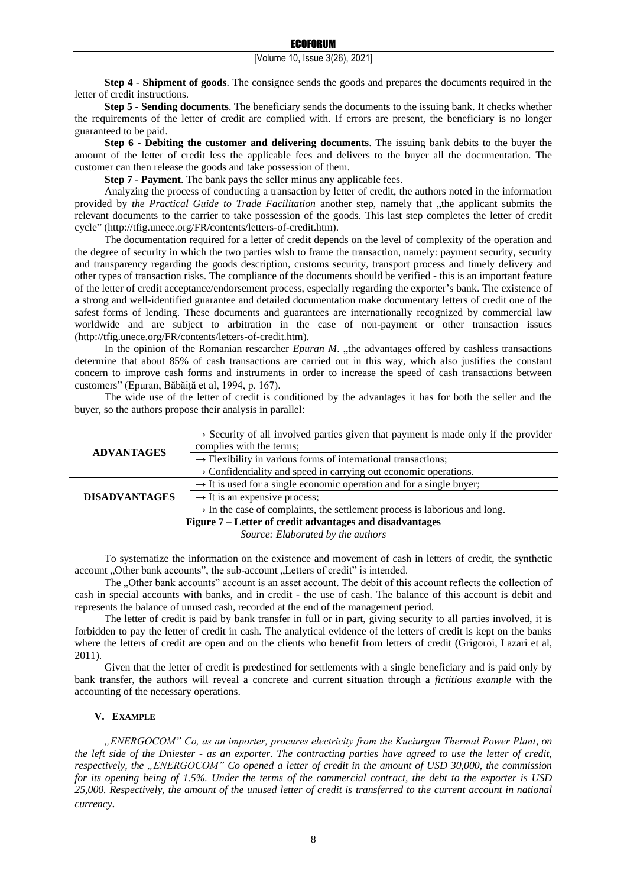**Step 4 - Shipment of goods**. The consignee sends the goods and prepares the documents required in the letter of credit instructions.

**Step 5 - Sending documents**. The beneficiary sends the documents to the issuing bank. It checks whether the requirements of the letter of credit are complied with. If errors are present, the beneficiary is no longer guaranteed to be paid.

**Step 6 - Debiting the customer and delivering documents**. The issuing bank debits to the buyer the amount of the letter of credit less the applicable fees and delivers to the buyer all the documentation. The customer can then release the goods and take possession of them.

**Step 7 - Payment**. The bank pays the seller minus any applicable fees.

Analyzing the process of conducting a transaction by letter of credit, the authors noted in the information provided by *the Practical Guide to Trade Facilitation* another step, namely that „the applicant submits the relevant documents to the carrier to take possession of the goods. This last step completes the letter of credit cycle" (http://tfig.unece.org/FR/contents/letters-of-credit.htm).

The documentation required for a letter of credit depends on the level of complexity of the operation and the degree of security in which the two parties wish to frame the transaction, namely: payment security, security and transparency regarding the goods description, customs security, transport process and timely delivery and other types of transaction risks. The compliance of the documents should be verified - this is an important feature of the letter of credit acceptance/endorsement process, especially regarding the exporter's bank. The existence of a strong and well-identified guarantee and detailed documentation make documentary letters of credit one of the safest forms of lending. These documents and guarantees are internationally recognized by commercial law worldwide and are subject to arbitration in the case of non-payment or other transaction issues (http://tfig.unece.org/FR/contents/letters-of-credit.htm).

In the opinion of the Romanian researcher *Epuran M*. „the advantages offered by cashless transactions determine that about 85% of cash transactions are carried out in this way, which also justifies the constant concern to improve cash forms and instruments in order to increase the speed of cash transactions between customers" (Epuran, Băbăiță et al, 1994, p. 167).

The wide use of the letter of credit is conditioned by the advantages it has for both the seller and the buyer, so the authors propose their analysis in parallel:

| | |
|---|---|
| **ADVANTAGES** | → Security of all involved parties given that payment is made only if the provider complies with the terms; |
| | → Flexibility in various forms of international transactions; |
| | → Confidentiality and speed in carrying out economic operations. |
| **DISADVANTAGES** | → It is used for a single economic operation and for a single buyer; |
| | → It is an expensive process; |
| | → In the case of complaints, the settlement process is laborious and long. |

**Figure 7 – Letter of credit advantages and disadvantages**

*Source: Elaborated by the authors*

To systematize the information on the existence and movement of cash in letters of credit, the synthetic account „Other bank accounts", the sub-account „Letters of credit" is intended.

The „Other bank accounts" account is an asset account. The debit of this account reflects the collection of cash in special accounts with banks, and in credit - the use of cash. The balance of this account is debit and represents the balance of unused cash, recorded at the end of the management period.

The letter of credit is paid by bank transfer in full or in part, giving security to all parties involved, it is forbidden to pay the letter of credit in cash. The analytical evidence of the letters of credit is kept on the banks where the letters of credit are open and on the clients who benefit from letters of credit (Grigoroi, Lazari et al, 2011).

Given that the letter of credit is predestined for settlements with a single beneficiary and is paid only by bank transfer, the authors will reveal a concrete and current situation through a *fictitious example* with the accounting of the necessary operations.

## V. EXAMPLE

*„ENERGOCOM" Co, as an importer, procures electricity from the Kuciurgan Thermal Power Plant, on the left side of the Dniester - as an exporter. The contracting parties have agreed to use the letter of credit, respectively, the „ENERGOCOM" Co opened a letter of credit in the amount of USD 30,000, the commission for its opening being of 1.5%. Under the terms of the commercial contract, the debt to the exporter is USD 25,000. Respectively, the amount of the unused letter of credit is transferred to the current account in national currency.*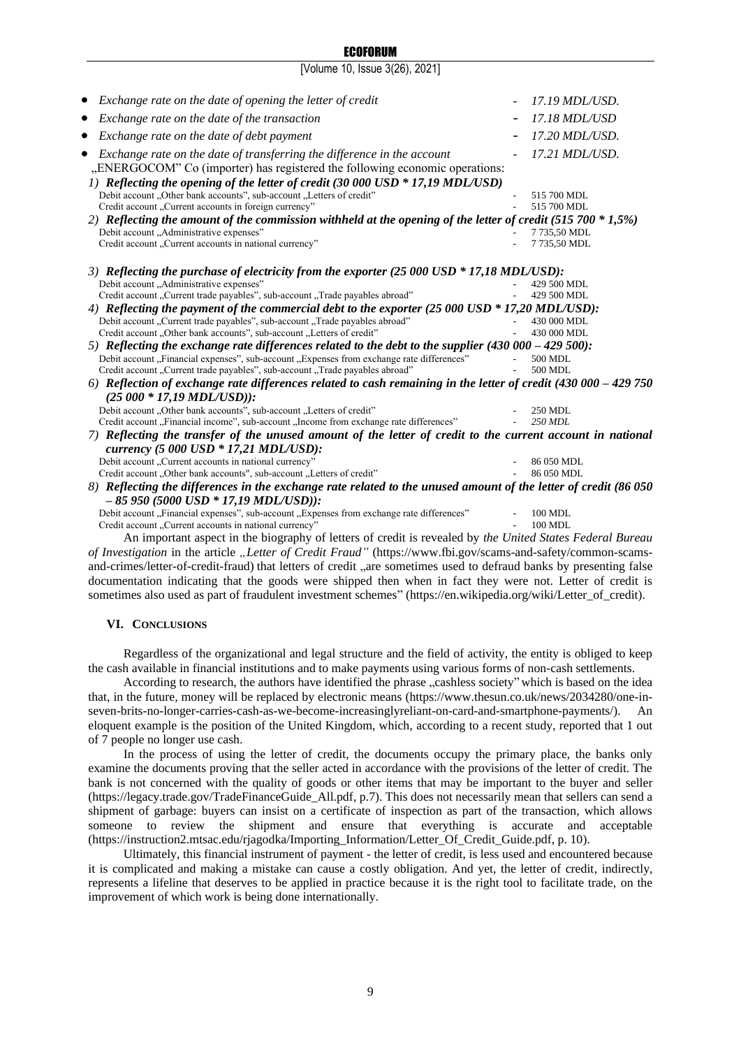- *Exchange rate on the date of opening the letter of credit* - *17.19 MDL/USD.*
- *Exchange rate on the date of the transaction* - *17.18 MDL/USD*
- *Exchange rate on the date of debt payment* - *17.20 MDL/USD.*
- *Exchange rate on the date of transferring the difference in the account* - *17.21 MDL/USD.*

„ENERGOCOM" Co (importer) has registered the following economic operations:

*1)* ***Reflecting the opening of the letter of credit (30 000 USD * 17,19 MDL/USD)***

Debit account „Other bank accounts", sub-account „Letters of credit" - 515 700 MDL
Credit account „Current accounts in foreign currency" - 515 700 MDL

*2)* ***Reflecting the amount of the commission withheld at the opening of the letter of credit (515 700 * 1,5%)***

Debit account „Administrative expenses" - 7 735,50 MDL
Credit account „Current accounts in national currency" - 7 735,50 MDL

*3)* ***Reflecting the purchase of electricity from the exporter (25 000 USD * 17,18 MDL/USD):***

Debit account „Administrative expenses" - 429 500 MDL
Credit account „Current trade payables", sub-account „Trade payables abroad" - 429 500 MDL

*4)* ***Reflecting the payment of the commercial debt to the exporter (25 000 USD * 17,20 MDL/USD):***

Debit account „Current trade payables", sub-account „Trade payables abroad" - 430 000 MDL
Credit account „Other bank accounts", sub-account „Letters of credit" - 430 000 MDL

*5)* ***Reflecting the exchange rate differences related to the debt to the supplier (430 000 – 429 500):***

Debit account „Financial expenses", sub-account „Expenses from exchange rate differences" - 500 MDL
Credit account „Current trade payables", sub-account „Trade payables abroad" - 500 MDL

*6)* ***Reflection of exchange rate differences related to cash remaining in the letter of credit (430 000 – 429 750 (25 000 * 17,19 MDL/USD)):***

Debit account „Other bank accounts", sub-account „Letters of credit" - 250 MDL
Credit account „Financial income", sub-account „Income from exchange rate differences" - *250 MDL*

*7)* ***Reflecting the transfer of the unused amount of the letter of credit to the current account in national currency (5 000 USD * 17,21 MDL/USD):***

Debit account „Current accounts in national currency" - 86 050 MDL
Credit account „Other bank accounts", sub-account „Letters of credit" - 86 050 MDL

*8)* ***Reflecting the differences in the exchange rate related to the unused amount of the letter of credit (86 050 – 85 950 (5000 USD * 17,19 MDL/USD)):***

Debit account „Financial expenses", sub-account „Expenses from exchange rate differences" - 100 MDL
Credit account „Current accounts in national currency" - 100 MDL

An important aspect in the biography of letters of credit is revealed by *the United States Federal Bureau of Investigation* in the article *„Letter of Credit Fraud"* (https://www.fbi.gov/scams-and-safety/common-scams-and-crimes/letter-of-credit-fraud) that letters of credit „are sometimes used to defraud banks by presenting false documentation indicating that the goods were shipped then when in fact they were not. Letter of credit is sometimes also used as part of fraudulent investment schemes" (https://en.wikipedia.org/wiki/Letter_of_credit).

## VI. CONCLUSIONS

Regardless of the organizational and legal structure and the field of activity, the entity is obliged to keep the cash available in financial institutions and to make payments using various forms of non-cash settlements.

According to research, the authors have identified the phrase „cashless society" which is based on the idea that, in the future, money will be replaced by electronic means (https://www.thesun.co.uk/news/2034280/one-in-seven-brits-no-longer-carries-cash-as-we-become-increasinglyreliant-on-card-and-smartphone-payments/). An eloquent example is the position of the United Kingdom, which, according to a recent study, reported that 1 out of 7 people no longer use cash.

In the process of using the letter of credit, the documents occupy the primary place, the banks only examine the documents proving that the seller acted in accordance with the provisions of the letter of credit. The bank is not concerned with the quality of goods or other items that may be important to the buyer and seller (https://legacy.trade.gov/TradeFinanceGuide_All.pdf, p.7). This does not necessarily mean that sellers can send a shipment of garbage: buyers can insist on a certificate of inspection as part of the transaction, which allows someone to review the shipment and ensure that everything is accurate and acceptable (https://instruction2.mtsac.edu/rjagodka/Importing_Information/Letter_Of_Credit_Guide.pdf, p. 10).

Ultimately, this financial instrument of payment - the letter of credit, is less used and encountered because it is complicated and making a mistake can cause a costly obligation. And yet, the letter of credit, indirectly, represents a lifeline that deserves to be applied in practice because it is the right tool to facilitate trade, on the improvement of which work is being done internationally.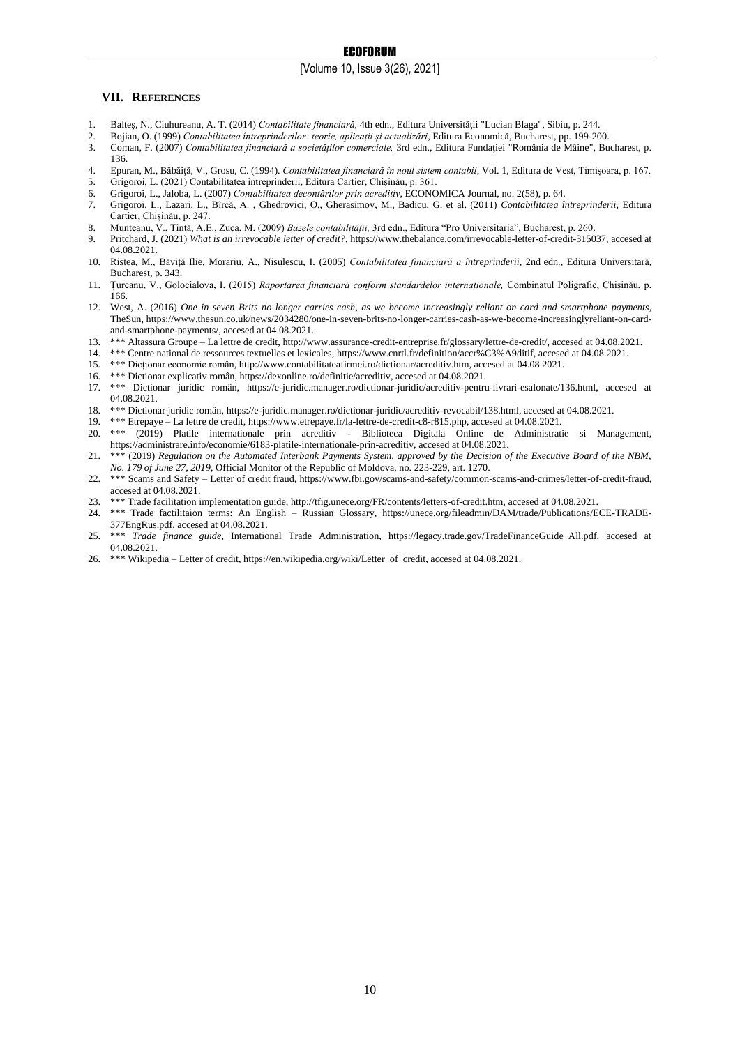## VII. REFERENCES

1. Balteş, N., Ciuhureanu, A. T. (2014) *Contabilitate financiară,* 4th edn., Editura Universităţii "Lucian Blaga", Sibiu, p. 244.
2. Bojian, O. (1999) *Contabilitatea întreprinderilor: teorie, aplicații și actualizări*, Editura Economică, Bucharest, pp. 199-200.
3. Coman, F. (2007) *Contabilitatea financiară a societăților comerciale,* 3rd edn., Editura Fundației "România de Mâine", Bucharest, p. 136.
4. Epuran, M., Băbăiţă, V., Grosu, C. (1994). *Contabilitatea financiară în noul sistem contabil*, Vol. 1, Editura de Vest, Timișoara, p. 167.
5. Grigoroi, L. (2021) Contabilitatea întreprinderii, Editura Cartier, Chișinău, p. 361.
6. Grigoroi, L., Jaloba, L. (2007) *Contabilitatea decontărilor prin acreditiv*, ECONOMICA Journal, no. 2(58), p. 64.
7. Grigoroi, L., Lazari, L., Bîrcă, A. , Ghedrovici, O., Gherasimov, M., Badicu, G. et al. (2011) *Contabilitatea întreprinderii*, Editura Cartier, Chișinău, p. 247.
8. Munteanu, V., Tîntă, A.E., Zuca, M. (2009) *Bazele contabilității,* 3rd edn., Editura "Pro Universitaria", Bucharest, p. 260.
9. Pritchard, J. (2021) *What is an irrevocable letter of credit?*, https://www.thebalance.com/irrevocable-letter-of-credit-315037, accesed at 04.08.2021.
10. Ristea, M., Băviţă Ilie, Morariu, A., Nisulescu, I. (2005) *Contabilitatea financiară a întreprinderii*, 2nd edn., Editura Universitară, Bucharest, p. 343.
11. Țurcanu, V., Golocialova, I. (2015) *Raportarea financiară conform standardelor internaționale,* Combinatul Poligrafic, Chișinău, p. 166.
12. West, A. (2016) *One in seven Brits no longer carries cash, as we become increasingly reliant on card and smartphone payments*, TheSun, https://www.thesun.co.uk/news/2034280/one-in-seven-brits-no-longer-carries-cash-as-we-become-increasinglyreliant-on-card-and-smartphone-payments/, accesed at 04.08.2021.
13. *** Altassura Groupe – La lettre de credit, http://www.assurance-credit-entreprise.fr/glossary/lettre-de-credit/, accesed at 04.08.2021.
14. *** Centre national de ressources textuelles et lexicales, https://www.cnrtl.fr/definition/accr%C3%A9ditif, accesed at 04.08.2021.
15. *** Dicționar economic român, http://www.contabilitateafirmei.ro/dictionar/acreditiv.htm, accesed at 04.08.2021.
16. *** Dictionar explicativ român, https://dexonline.ro/definitie/acreditiv, accesed at 04.08.2021.
17. *** Dictionar juridic român, https://e-juridic.manager.ro/dictionar-juridic/acreditiv-pentru-livrari-esalonate/136.html, accesed at 04.08.2021.
18. *** Dictionar juridic român, https://e-juridic.manager.ro/dictionar-juridic/acreditiv-revocabil/138.html, accesed at 04.08.2021.
19. *** Etrepaye – La lettre de credit, https://www.etrepaye.fr/la-lettre-de-credit-c8-r815.php, accesed at 04.08.2021.
20. *** (2019) Platile internationale prin acreditiv - Biblioteca Digitala Online de Administratie si Management, https://administrare.info/economie/6183-platile-internationale-prin-acreditiv, accesed at 04.08.2021.
21. *** (2019) *Regulation on the Automated Interbank Payments System, approved by the Decision of the Executive Board of the NBM, No. 179 of June 27, 2019*, Official Monitor of the Republic of Moldova, no. 223-229, art. 1270.
22. *** Scams and Safety – Letter of credit fraud, https://www.fbi.gov/scams-and-safety/common-scams-and-crimes/letter-of-credit-fraud, accesed at 04.08.2021.
23. *** Trade facilitation implementation guide, http://tfig.unece.org/FR/contents/letters-of-credit.htm, accesed at 04.08.2021.
24. *** Trade factilitaion terms: An English – Russian Glossary, https://unece.org/fileadmin/DAM/trade/Publications/ECE-TRADE-377EngRus.pdf, accesed at 04.08.2021.
25. *** *Trade finance guide*, International Trade Administration, https://legacy.trade.gov/TradeFinanceGuide_All.pdf, accesed at 04.08.2021.
26. *** Wikipedia – Letter of credit, https://en.wikipedia.org/wiki/Letter_of_credit, accesed at 04.08.2021.